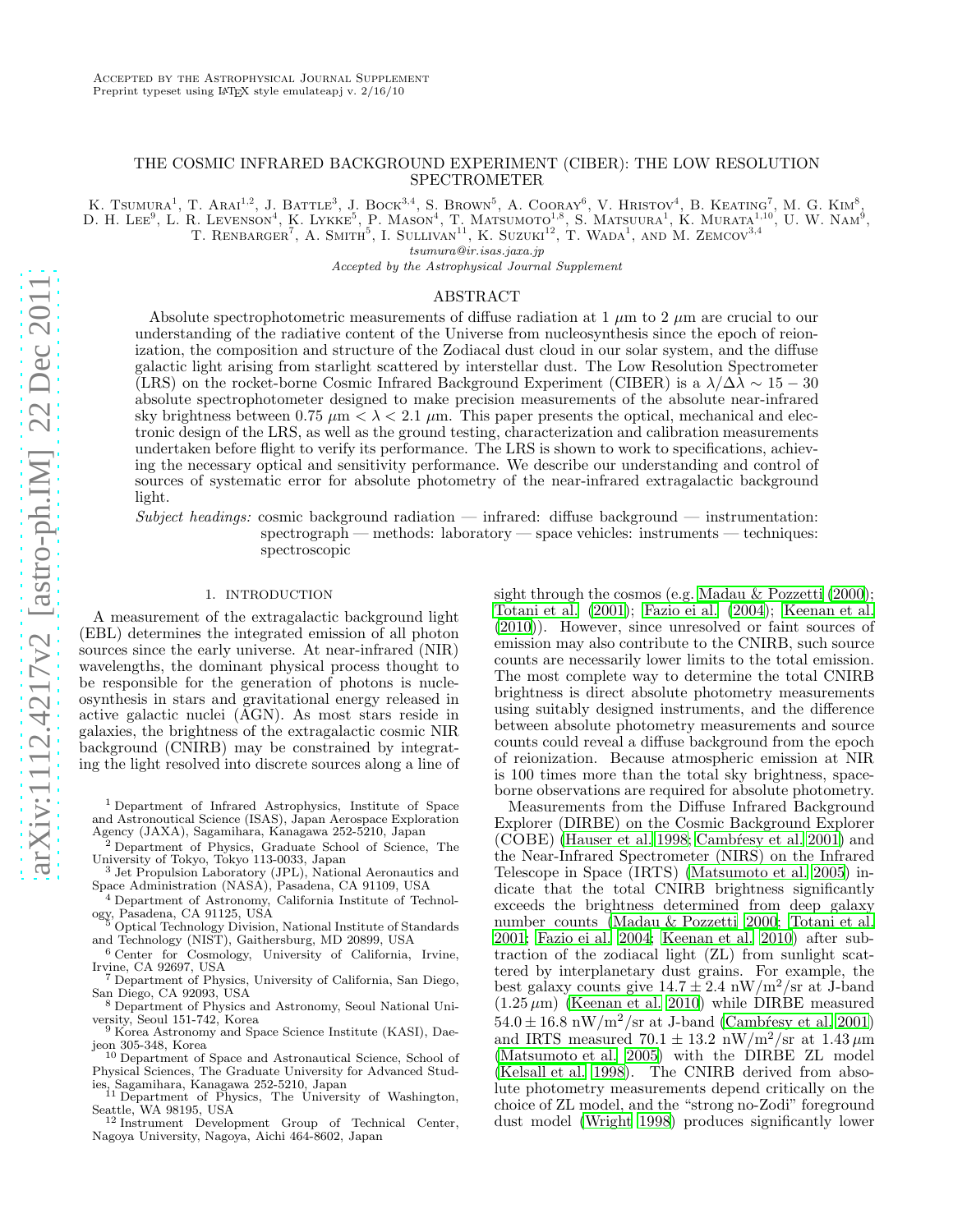Accepted by the Astrophysical Journal Supplement
Preprint typeset using LaTeX style emulateapj v. 2/16/10

# THE COSMIC INFRARED BACKGROUND EXPERIMENT (CIBER): THE LOW RESOLUTION SPECTROMETER

K. Tsumura[1], T. Arai[1,2], J. Battle[3], J. Bock[3,4], S. Brown[5], A. Cooray[6], V. Hristov[4], B. Keating[7], M. G. Kim[8], D. H. Lee[9], L. R. Levenson[4], K. Lykke[5], P. Mason[4], T. Matsumoto[1,8], S. Matsuura[1], K. Murata[1,10], U. W. Nam[9], T. Renbarger[7], A. Smith[5], I. Sullivan[11], K. Suzuki[12], T. Wada[1], and M. Zemcov[3,4]

*tsumura@ir.isas.jaxa.jp*

*Accepted by the Astrophysical Journal Supplement*

## ABSTRACT

Absolute spectrophotometric measurements of diffuse radiation at 1 $\mu$m to 2 $\mu$m are crucial to our understanding of the radiative content of the Universe from nucleosynthesis since the epoch of reionization, the composition and structure of the Zodiacal dust cloud in our solar system, and the diffuse galactic light arising from starlight scattered by interstellar dust. The Low Resolution Spectrometer (LRS) on the rocket-borne Cosmic Infrared Background Experiment (CIBER) is a $\lambda/\Delta\lambda \sim 15-30$ absolute spectrophotometer designed to make precision measurements of the absolute near-infrared sky brightness between 0.75 $\mu m < \lambda <$ 2.1 $\mu$m. This paper presents the optical, mechanical and electronic design of the LRS, as well as the ground testing, characterization and calibration measurements undertaken before flight to verify its performance. The LRS is shown to work to specifications, achieving the necessary optical and sensitivity performance. We describe our understanding and control of sources of systematic error for absolute photometry of the near-infrared extragalactic background light.

*Subject headings:* cosmic background radiation — infrared: diffuse background — instrumentation: spectrograph — methods: laboratory — space vehicles: instruments — techniques: spectroscopic

## 1. INTRODUCTION

A measurement of the extragalactic background light (EBL) determines the integrated emission of all photon sources since the early universe. At near-infrared (NIR) wavelengths, the dominant physical process thought to be responsible for the generation of photons is nucleosynthesis in stars and gravitational energy released in active galactic nuclei (AGN). As most stars reside in galaxies, the brightness of the extragalactic cosmic NIR background (CNIRB) may be constrained by integrating the light resolved into discrete sources along a line of sight through the cosmos (e.g. Madau & Pozzetti (2000); Totani et al. (2001); Fazio ei al. (2004); Keenan et al. (2010)). However, since unresolved or faint sources of emission may also contribute to the CNIRB, such source counts are necessarily lower limits to the total emission. The most complete way to determine the total CNIRB brightness is direct absolute photometry measurements using suitably designed instruments, and the difference between absolute photometry measurements and source counts could reveal a diffuse background from the epoch of reionization. Because atmospheric emission at NIR is 100 times more than the total sky brightness, spaceborne observations are required for absolute photometry.

Measurements from the Diffuse Infrared Background Explorer (DIRBE) on the Cosmic Background Explorer (COBE) (Hauser et al. 1998; Cambrésy et al. 2001) and the Near-Infrared Spectrometer (NIRS) on the Infrared Telescope in Space (IRTS) (Matsumoto et al. 2005) indicate that the total CNIRB brightness significantly exceeds the brightness determined from deep galaxy number counts (Madau & Pozzetti 2000; Totani et al. 2001; Fazio ei al. 2004; Keenan et al. 2010) after subtraction of the zodiacal light (ZL) from sunlight scattered by interplanetary dust grains. For example, the best galaxy counts give $14.7 \pm 2.4$ nW/m$^2$/sr at J-band (1.25 $\mu$m) (Keenan et al. 2010) while DIRBE measured $54.0 \pm 16.8$ nW/m$^2$/sr at J-band (Cambrésy et al. 2001) and IRTS measured $70.1 \pm 13.2$ nW/m$^2$/sr at 1.43 $\mu$m (Matsumoto et al. 2005) with the DIRBE ZL model (Kelsall et al. 1998). The CNIRB derived from absolute photometry measurements depend critically on the choice of ZL model, and the "strong no-Zodi" foreground dust model (Wright 1998) produces significantly lower

---

[1] Department of Infrared Astrophysics, Institute of Space and Astronoutical Science (ISAS), Japan Aerospace Exploration Agency (JAXA), Sagamihara, Kanagawa 252-5210, Japan
[2] Department of Physics, Graduate School of Science, The University of Tokyo, Tokyo 113-0033, Japan
[3] Jet Propulsion Laboratory (JPL), National Aeronautics and Space Administration (NASA), Pasadena, CA 91109, USA
[4] Department of Astronomy, California Institute of Technology, Pasadena, CA 91125, USA
[5] Optical Technology Division, National Institute of Standards and Technology (NIST), Gaithersburg, MD 20899, USA
[6] Center for Cosmology, University of California, Irvine, Irvine, CA 92697, USA
[7] Department of Physics, University of California, San Diego, San Diego, CA 92093, USA
[8] Department of Physics and Astronomy, Seoul National University, Seoul 151-742, Korea
[9] Korea Astronomy and Space Science Institute (KASI), Daejeon 305-348, Korea
[10] Department of Space and Astronautical Science, School of Physical Sciences, The Graduate University for Advanced Studies, Sagamihara, Kanagawa 252-5210, Japan
[11] Department of Physics, The University of Washington, Seattle, WA 98195, USA
[12] Instrument Development Group of Technical Center, Nagoya University, Nagoya, Aichi 464-8602, Japan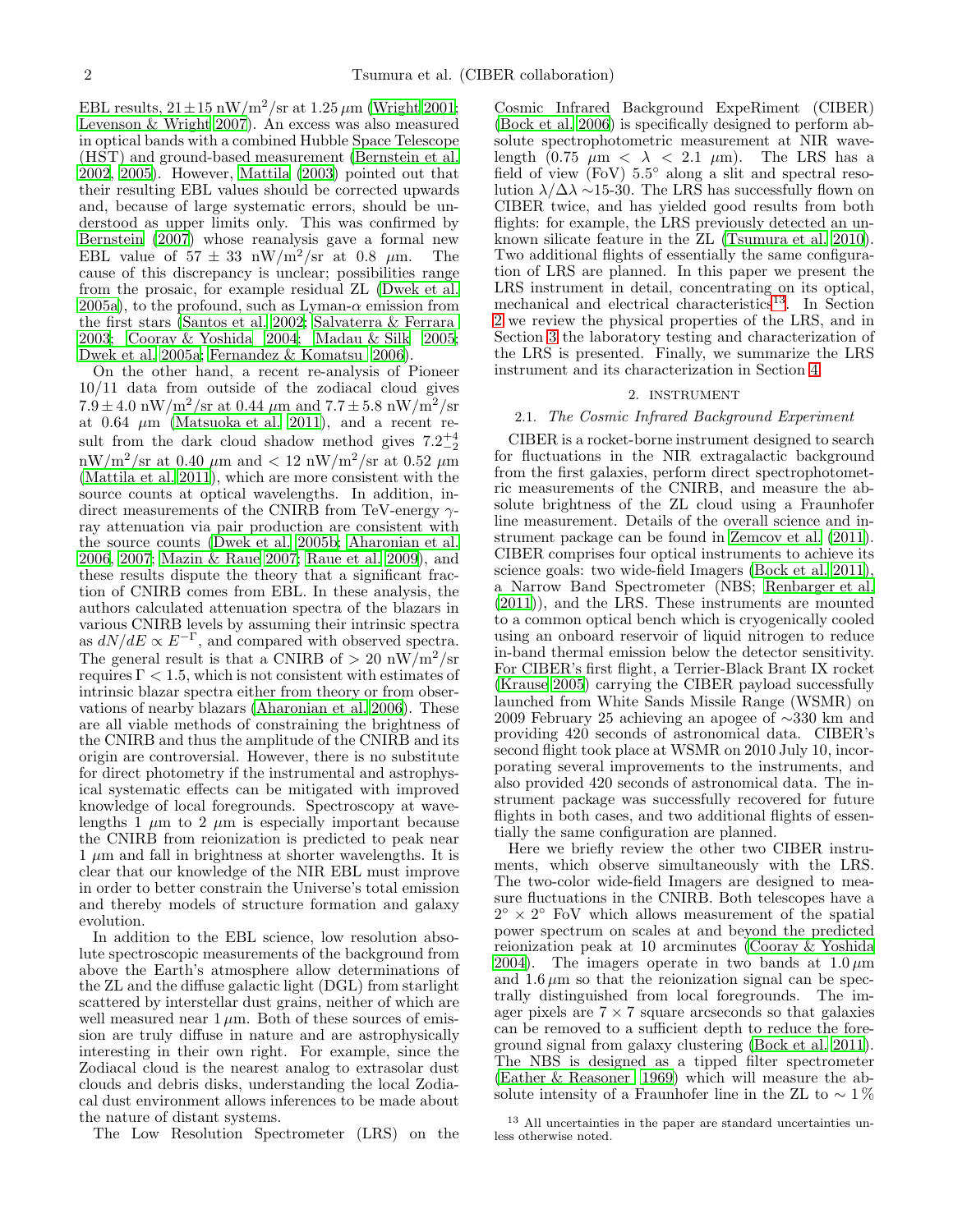EBL results, $21 \pm 15$ nW/m$^2$/sr at 1.25 $\mu$m (Wright 2001; Levenson & Wright 2007). An excess was also measured in optical bands with a combined Hubble Space Telescope (HST) and ground-based measurement (Bernstein et al. 2002, 2005). However, Mattila (2003) pointed out that their resulting EBL values should be corrected upwards and, because of large systematic errors, should be understood as upper limits only. This was confirmed by Bernstein (2007) whose reanalysis gave a formal new EBL value of $57 \pm 33$ nW/m$^2$/sr at 0.8 $\mu$m. The cause of this discrepancy is unclear; possibilities range from the prosaic, for example residual ZL (Dwek et al. 2005a), to the profound, such as Lyman-$\alpha$ emission from the first stars (Santos et al. 2002; Salvaterra & Ferrara 2003; Cooray & Yoshida 2004; Madau & Silk 2005; Dwek et al. 2005a; Fernandez & Komatsu 2006).

On the other hand, a recent re-analysis of Pioneer 10/11 data from outside of the zodiacal cloud gives $7.9 \pm 4.0$ nW/m$^2$/sr at 0.44 $\mu$m and $7.7 \pm 5.8$ nW/m$^2$/sr at 0.64 $\mu$m (Matsuoka et al. 2011), and a recent result from the dark cloud shadow method gives $7.2^{+4}_{-2}$ nW/m$^2$/sr at 0.40 $\mu$m and $< 12$ nW/m$^2$/sr at 0.52 $\mu$m (Mattila et al. 2011), which are more consistent with the source counts at optical wavelengths. In addition, indirect measurements of the CNIRB from TeV-energy $\gamma$-ray attenuation via pair production are consistent with the source counts (Dwek et al. 2005b; Aharonian et al. 2006, 2007; Mazin & Raue 2007; Raue et al. 2009), and these results dispute the theory that a significant fraction of CNIRB comes from EBL. In these analysis, the authors calculated attenuation spectra of the blazars in various CNIRB levels by assuming their intrinsic spectra as $dN/dE \propto E^{-\Gamma}$, and compared with observed spectra. The general result is that a CNIRB of $> 20$ nW/m$^2$/sr requires $\Gamma < 1.5$, which is not consistent with estimates of intrinsic blazar spectra either from theory or from observations of nearby blazars (Aharonian et al. 2006). These are all viable methods of constraining the brightness of the CNIRB and thus the amplitude of the CNIRB and its origin are controversial. However, there is no substitute for direct photometry if the instrumental and astrophysical systematic effects can be mitigated with improved knowledge of local foregrounds. Spectroscopy at wavelengths 1 $\mu$m to 2 $\mu$m is especially important because the CNIRB from reionization is predicted to peak near 1 $\mu$m and fall in brightness at shorter wavelengths. It is clear that our knowledge of the NIR EBL must improve in order to better constrain the Universe's total emission and thereby models of structure formation and galaxy evolution.

In addition to the EBL science, low resolution absolute spectroscopic measurements of the background from above the Earth's atmosphere allow determinations of the ZL and the diffuse galactic light (DGL) from starlight scattered by interstellar dust grains, neither of which are well measured near 1 $\mu$m. Both of these sources of emission are truly diffuse in nature and are astrophysically interesting in their own right. For example, since the Zodiacal cloud is the nearest analog to extrasolar dust clouds and debris disks, understanding the local Zodiacal dust environment allows inferences to be made about the nature of distant systems.

The Low Resolution Spectrometer (LRS) on the Cosmic Infrared Background ExpeRiment (CIBER) (Bock et al. 2006) is specifically designed to perform absolute spectrophotometric measurement at NIR wavelength (0.75 $\mu$m $< \lambda <$ 2.1 $\mu$m). The LRS has a field of view (FoV) 5.5° along a slit and spectral resolution $\lambda/\Delta\lambda \sim$15-30. The LRS has successfully flown on CIBER twice, and has yielded good results from both flights: for example, the LRS previously detected an unknown silicate feature in the ZL (Tsumura et al. 2010). Two additional flights of essentially the same configuration of LRS are planned. In this paper we present the LRS instrument in detail, concentrating on its optical, mechanical and electrical characteristics[13]. In Section 2 we review the physical properties of the LRS, and in Section 3 the laboratory testing and characterization of the LRS is presented. Finally, we summarize the LRS instrument and its characterization in Section 4.

## 2. INSTRUMENT

### 2.1. *The Cosmic Infrared Background Experiment*

CIBER is a rocket-borne instrument designed to search for fluctuations in the NIR extragalactic background from the first galaxies, perform direct spectrophotometric measurements of the CNIRB, and measure the absolute brightness of the ZL cloud using a Fraunhofer line measurement. Details of the overall science and instrument package can be found in Zemcov et al. (2011). CIBER comprises four optical instruments to achieve its science goals: two wide-field Imagers (Bock et al. 2011), a Narrow Band Spectrometer (NBS; Renbarger et al. (2011)), and the LRS. These instruments are mounted to a common optical bench which is cryogenically cooled using an onboard reservoir of liquid nitrogen to reduce in-band thermal emission below the detector sensitivity. For CIBER's first flight, a Terrier-Black Brant IX rocket (Krause 2005) carrying the CIBER payload successfully launched from White Sands Missile Range (WSMR) on 2009 February 25 achieving an apogee of $\sim$330 km and providing 420 seconds of astronomical data. CIBER's second flight took place at WSMR on 2010 July 10, incorporating several improvements to the instruments, and also provided 420 seconds of astronomical data. The instrument package was successfully recovered for future flights in both cases, and two additional flights of essentially the same configuration are planned.

Here we briefly review the other two CIBER instruments, which observe simultaneously with the LRS. The two-color wide-field Imagers are designed to measure fluctuations in the CNIRB. Both telescopes have a $2° \times 2°$ FoV which allows measurement of the spatial power spectrum on scales at and beyond the predicted reionization peak at 10 arcminutes (Cooray & Yoshida 2004). The imagers operate in two bands at 1.0 $\mu$m and 1.6 $\mu$m so that the reionization signal can be spectrally distinguished from local foregrounds. The imager pixels are $7 \times 7$ square arcseconds so that galaxies can be removed to a sufficient depth to reduce the foreground signal from galaxy clustering (Bock et al. 2011). The NBS is designed as a tipped filter spectrometer (Eather & Reasoner 1969) which will measure the absolute intensity of a Fraunhofer line in the ZL to $\sim 1\%$

[13] All uncertainties in the paper are standard uncertainties unless otherwise noted.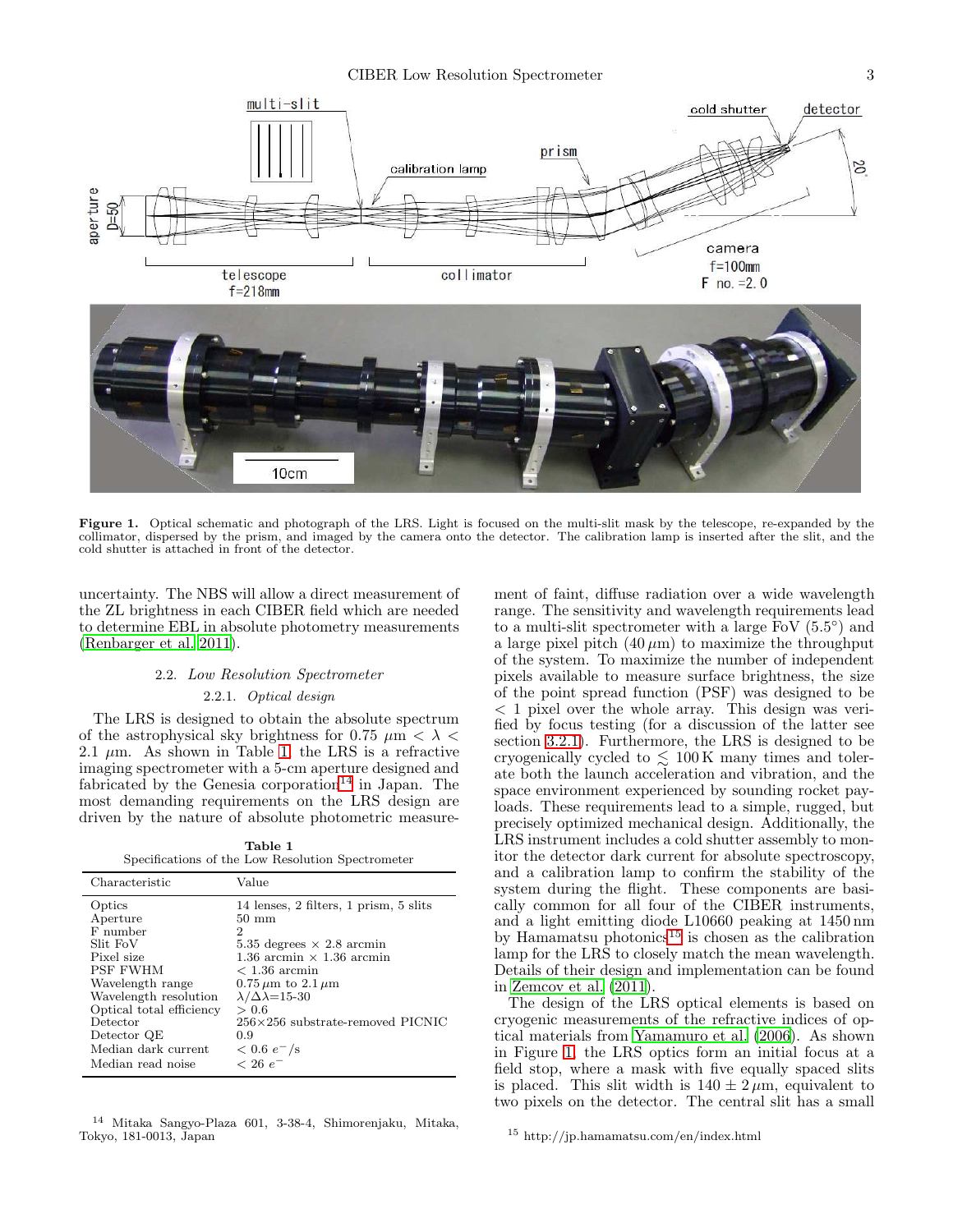Figure 1. Optical schematic and photograph of the LRS. Light is focused on the multi-slit mask by the telescope, re-expanded by the collimator, dispersed by the prism, and imaged by the camera onto the detector. The calibration lamp is inserted after the slit, and the cold shutter is attached in front of the detector.

uncertainty. The NBS will allow a direct measurement of the ZL brightness in each CIBER field which are needed to determine EBL in absolute photometry measurements (Renbarger et al. 2011).

### 2.2. *Low Resolution Spectrometer*

#### 2.2.1. *Optical design*

The LRS is designed to obtain the absolute spectrum of the astrophysical sky brightness for $0.75\ \mu\text{m} < \lambda < 2.1\ \mu\text{m}$. As shown in Table 1, the LRS is a refractive imaging spectrometer with a 5-cm aperture designed and fabricated by the Genesia corporation[14] in Japan. The most demanding requirements on the LRS design are driven by the nature of absolute photometric measurement of faint, diffuse radiation over a wide wavelength range. The sensitivity and wavelength requirements lead to a multi-slit spectrometer with a large FoV (5.5°) and a large pixel pitch ($40\ \mu$m) to maximize the throughput of the system. To maximize the number of independent pixels available to measure surface brightness, the size of the point spread function (PSF) was designed to be $< 1$ pixel over the whole array. This design was verified by focus testing (for a discussion of the latter see section 3.2.1). Furthermore, the LRS is designed to be cryogenically cycled to $\lesssim 100$ K many times and tolerate both the launch acceleration and vibration, and the space environment experienced by sounding rocket payloads. These requirements lead to a simple, rugged, but precisely optimized mechanical design. Additionally, the LRS instrument includes a cold shutter assembly to monitor the detector dark current for absolute spectroscopy, and a calibration lamp to confirm the stability of the system during the flight. These components are basically common for all four of the CIBER instruments, and a light emitting diode L10660 peaking at 1450 nm by Hamamatsu photonics[15] is chosen as the calibration lamp for the LRS to closely match the mean wavelength. Details of their design and implementation can be found in Zemcov et al. (2011).

**Table 1**
Specifications of the Low Resolution Spectrometer

| Characteristic | Value |
|---|---|
| Optics | 14 lenses, 2 filters, 1 prism, 5 slits |
| Aperture | 50 mm |
| F number | 2 |
| Slit FoV | 5.35 degrees × 2.8 arcmin |
| Pixel size | 1.36 arcmin × 1.36 arcmin |
| PSF FWHM | < 1.36 arcmin |
| Wavelength range | $0.75\ \mu$m to $2.1\ \mu$m |
| Wavelength resolution | $\lambda/\Delta\lambda$=15-30 |
| Optical total efficiency | > 0.6 |
| Detector | 256×256 substrate-removed PICNIC |
| Detector QE | 0.9 |
| Median dark current | $< 0.6\ e^-$/s |
| Median read noise | $< 26\ e^-$ |

The design of the LRS optical elements is based on cryogenic measurements of the refractive indices of optical materials from Yamamuro et al. (2006). As shown in Figure 1, the LRS optics form an initial focus at a field stop, where a mask with five equally spaced slits is placed. This slit width is $140 \pm 2\ \mu$m, equivalent to two pixels on the detector. The central slit has a small

[14] Mitaka Sangyo-Plaza 601, 3-38-4, Shimorenjaku, Mitaka, Tokyo, 181-0013, Japan

[15] http://jp.hamamatsu.com/en/index.html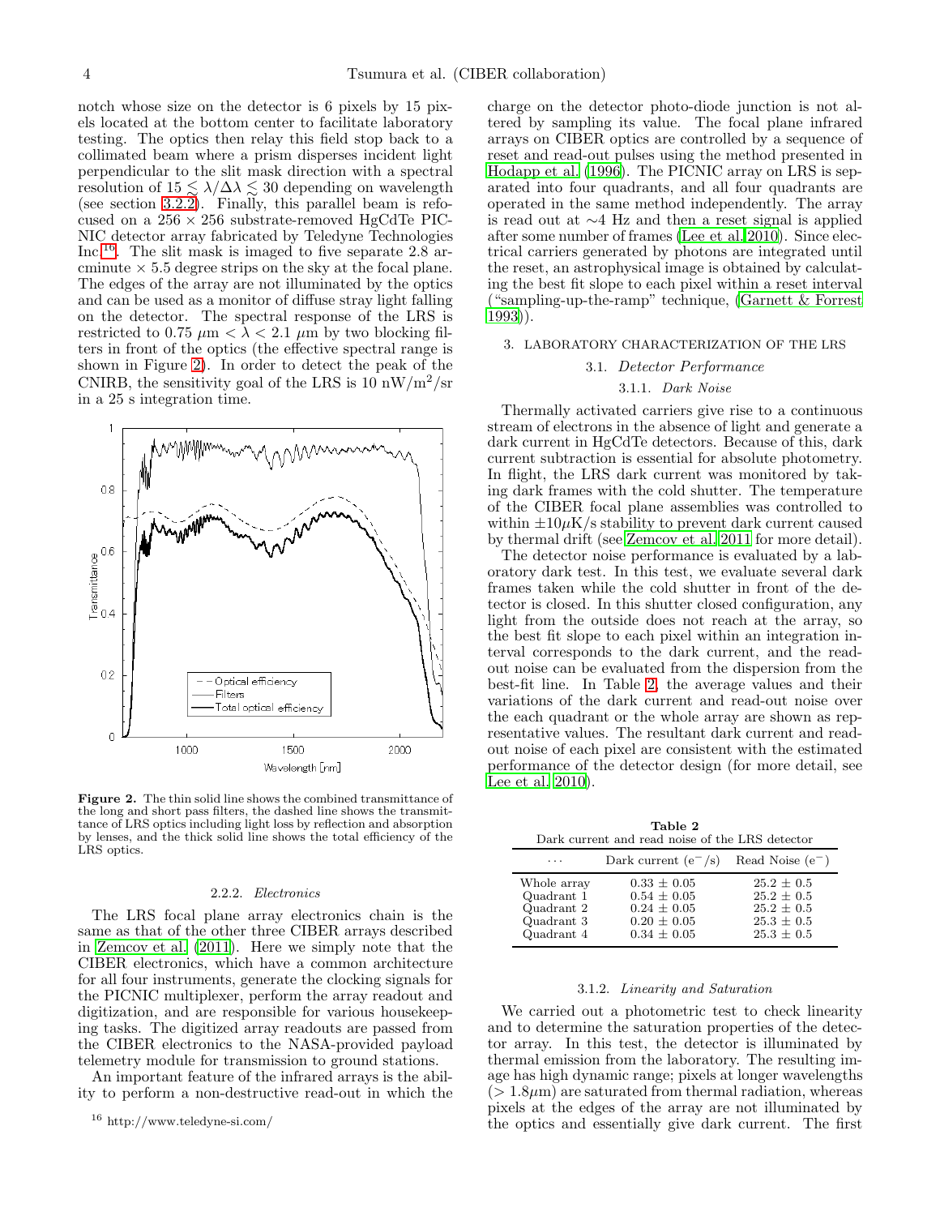notch whose size on the detector is 6 pixels by 15 pixels located at the bottom center to facilitate laboratory testing. The optics then relay this field stop back to a collimated beam where a prism disperses incident light perpendicular to the slit mask direction with a spectral resolution of $15 \lesssim \lambda/\Delta\lambda \lesssim 30$ depending on wavelength (see section 3.2.2). Finally, this parallel beam is refocused on a $256 \times 256$ substrate-removed HgCdTe PICNIC detector array fabricated by Teledyne Technologies Inc.[16]. The slit mask is imaged to five separate 2.8 arcminute $\times$ 5.5 degree strips on the sky at the focal plane. The edges of the array are not illuminated by the optics and can be used as a monitor of diffuse stray light falling on the detector. The spectral response of the LRS is restricted to 0.75 $\mu$m $< \lambda <$ 2.1 $\mu$m by two blocking filters in front of the optics (the effective spectral range is shown in Figure 2). In order to detect the peak of the CNIRB, the sensitivity goal of the LRS is 10 nW/m$^2$/sr in a 25 s integration time.

**Figure 2.** The thin solid line shows the combined transmittance of the long and short pass filters, the dashed line shows the transmittance of LRS optics including light loss by reflection and absorption by lenses, and the thick solid line shows the total efficiency of the LRS optics.

#### 2.2.2. *Electronics*

The LRS focal plane array electronics chain is the same as that of the other three CIBER arrays described in Zemcov et al. (2011). Here we simply note that the CIBER electronics, which have a common architecture for all four instruments, generate the clocking signals for the PICNIC multiplexer, perform the array readout and digitization, and are responsible for various housekeeping tasks. The digitized array readouts are passed from the CIBER electronics to the NASA-provided payload telemetry module for transmission to ground stations.

An important feature of the infrared arrays is the ability to perform a non-destructive read-out in which the charge on the detector photo-diode junction is not altered by sampling its value. The focal plane infrared arrays on CIBER optics are controlled by a sequence of reset and read-out pulses using the method presented in Hodapp et al. (1996). The PICNIC array on LRS is separated into four quadrants, and all four quadrants are operated in the same method independently. The array is read out at $\sim$4 Hz and then a reset signal is applied after some number of frames (Lee et al. 2010). Since electrical carriers generated by photons are integrated until the reset, an astrophysical image is obtained by calculating the best fit slope to each pixel within a reset interval ("sampling-up-the-ramp" technique, (Garnett & Forrest 1993)).

## 3. LABORATORY CHARACTERIZATION OF THE LRS

### 3.1. *Detector Performance*

#### 3.1.1. *Dark Noise*

Thermally activated carriers give rise to a continuous stream of electrons in the absence of light and generate a dark current in HgCdTe detectors. Because of this, dark current subtraction is essential for absolute photometry. In flight, the LRS dark current was monitored by taking dark frames with the cold shutter. The temperature of the CIBER focal plane assemblies was controlled to within $\pm 10\mu$K/s stability to prevent dark current caused by thermal drift (see Zemcov et al. 2011 for more detail).

The detector noise performance is evaluated by a laboratory dark test. In this test, we evaluate several dark frames taken while the cold shutter in front of the detector is closed. In this shutter closed configuration, any light from the outside does not reach at the array, so the best fit slope to each pixel within an integration interval corresponds to the dark current, and the readout noise can be evaluated from the dispersion from the best-fit line. In Table 2, the average values and their variations of the dark current and read-out noise over the each quadrant or the whole array are shown as representative values. The resultant dark current and readout noise of each pixel are consistent with the estimated performance of the detector design (for more detail, see Lee et al. 2010).

**Table 2**
Dark current and read noise of the LRS detector

| ... | Dark current (e$^-$/s) | Read Noise (e$^-$) |
|---|---|---|
| Whole array | 0.33 ± 0.05 | 25.2 ± 0.5 |
| Quadrant 1 | 0.54 ± 0.05 | 25.2 ± 0.5 |
| Quadrant 2 | 0.24 ± 0.05 | 25.2 ± 0.5 |
| Quadrant 3 | 0.20 ± 0.05 | 25.3 ± 0.5 |
| Quadrant 4 | 0.34 ± 0.05 | 25.3 ± 0.5 |

#### 3.1.2. *Linearity and Saturation*

We carried out a photometric test to check linearity and to determine the saturation properties of the detector array. In this test, the detector is illuminated by thermal emission from the laboratory. The resulting image has high dynamic range; pixels at longer wavelengths ($> 1.8\mu$m) are saturated from thermal radiation, whereas pixels at the edges of the array are not illuminated by the optics and essentially give dark current. The first

[16] http://www.teledyne-si.com/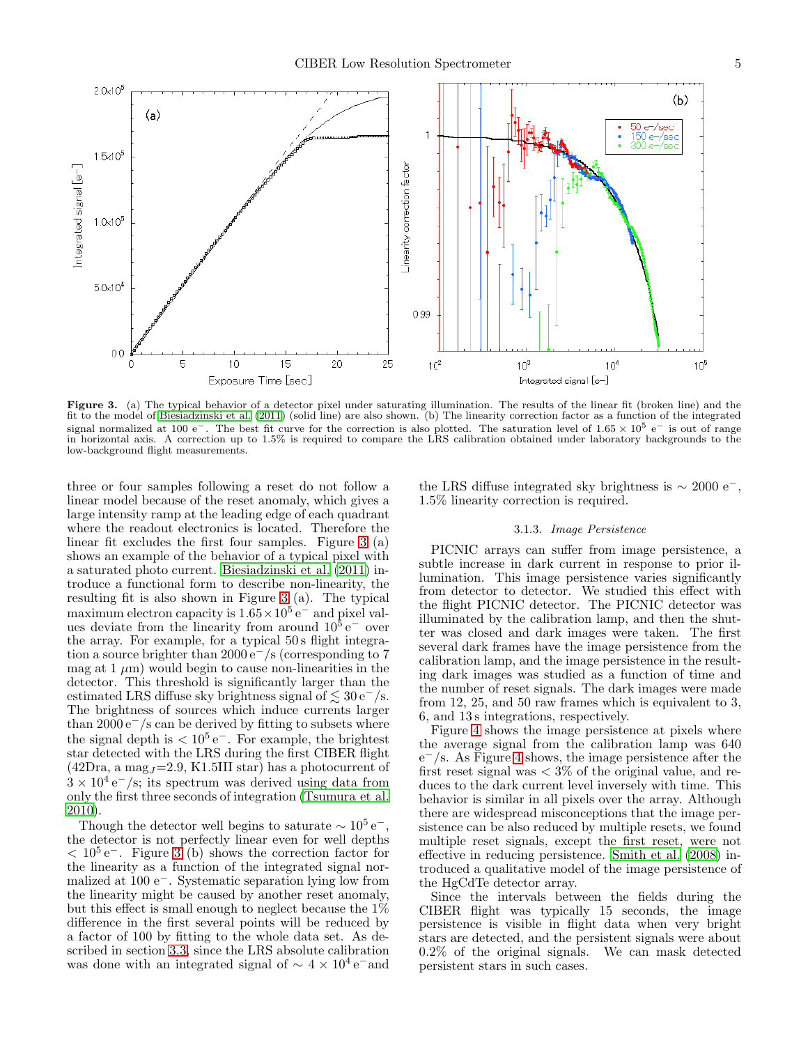**Figure 3.** (a) The typical behavior of a detector pixel under saturating illumination. The results of the linear fit (broken line) and the fit to the model of Biesiadzinski et al. (2011) (solid line) are also shown. (b) The linearity correction factor as a function of the integrated signal normalized at 100 e$^-$. The best fit curve for the correction is also plotted. The saturation level of $1.65 \times 10^5$ e$^-$ is out of range in horizontal axis. A correction up to 1.5% is required to compare the LRS calibration obtained under laboratory backgrounds to the low-background flight measurements.

three or four samples following a reset do not follow a linear model because of the reset anomaly, which gives a large intensity ramp at the leading edge of each quadrant where the readout electronics is located. Therefore the linear fit excludes the first four samples. Figure 3 (a) shows an example of the behavior of a typical pixel with a saturated photo current. Biesiadzinski et al. (2011) introduce a functional form to describe non-linearity, the resulting fit is also shown in Figure 3 (a). The typical maximum electron capacity is $1.65 \times 10^5\,\mathrm{e}^-$ and pixel values deviate from the linearity from around $10^5\,\mathrm{e}^-$ over the array. For example, for a typical 50 s flight integration a source brighter than $2000\,\mathrm{e}^-/\mathrm{s}$ (corresponding to 7 mag at 1 $\mu$m) would begin to cause non-linearities in the detector. This threshold is significantly larger than the estimated LRS diffuse sky brightness signal of $\lesssim 30\,\mathrm{e}^-/\mathrm{s}$. The brightness of sources which induce currents larger than $2000\,\mathrm{e}^-/\mathrm{s}$ can be derived by fitting to subsets where the signal depth is $< 10^5\,\mathrm{e}^-$. For example, the brightest star detected with the LRS during the first CIBER flight (42Dra, a mag$_J$=2.9, K1.5III star) has a photocurrent of $3 \times 10^4\,\mathrm{e}^-/\mathrm{s}$; its spectrum was derived using data from only the first three seconds of integration (Tsumura et al. 2010).

Though the detector well begins to saturate $\sim 10^5\,\mathrm{e}^-$, the detector is not perfectly linear even for well depths $< 10^5\,\mathrm{e}^-$. Figure 3 (b) shows the correction factor for the linearity as a function of the integrated signal normalized at 100 e$^-$. Systematic separation lying low from the linearity might be caused by another reset anomaly, but this effect is small enough to neglect because the 1% difference in the first several points will be reduced by a factor of 100 by fitting to the whole data set. As described in section 3.3, since the LRS absolute calibration was done with an integrated signal of $\sim 4 \times 10^4\,\mathrm{e}^-$ and the LRS diffuse integrated sky brightness is $\sim 2000\,\mathrm{e}^-$, 1.5% linearity correction is required.

### 3.1.3. *Image Persistence*

PICNIC arrays can suffer from image persistence, a subtle increase in dark current in response to prior illumination. This image persistence varies significantly from detector to detector. We studied this effect with the flight PICNIC detector. The PICNIC detector was illuminated by the calibration lamp, and then the shutter was closed and dark images were taken. The first several dark frames have the image persistence from the calibration lamp, and the image persistence in the resulting dark images was studied as a function of time and the number of reset signals. The dark images were made from 12, 25, and 50 raw frames which is equivalent to 3, 6, and 13 s integrations, respectively.

Figure 4 shows the image persistence at pixels where the average signal from the calibration lamp was 640 e$^-$/s. As Figure 4 shows, the image persistence after the first reset signal was < 3% of the original value, and reduces to the dark current level inversely with time. This behavior is similar in all pixels over the array. Although there are widespread misconceptions that the image persistence can be also reduced by multiple resets, we found multiple reset signals, except the first reset, were not effective in reducing persistence. Smith et al. (2008) introduced a qualitative model of the image persistence of the HgCdTe detector array.

Since the intervals between the fields during the CIBER flight was typically 15 seconds, the image persistence is visible in flight data when very bright stars are detected, and the persistent signals were about 0.2% of the original signals. We can mask detected persistent stars in such cases.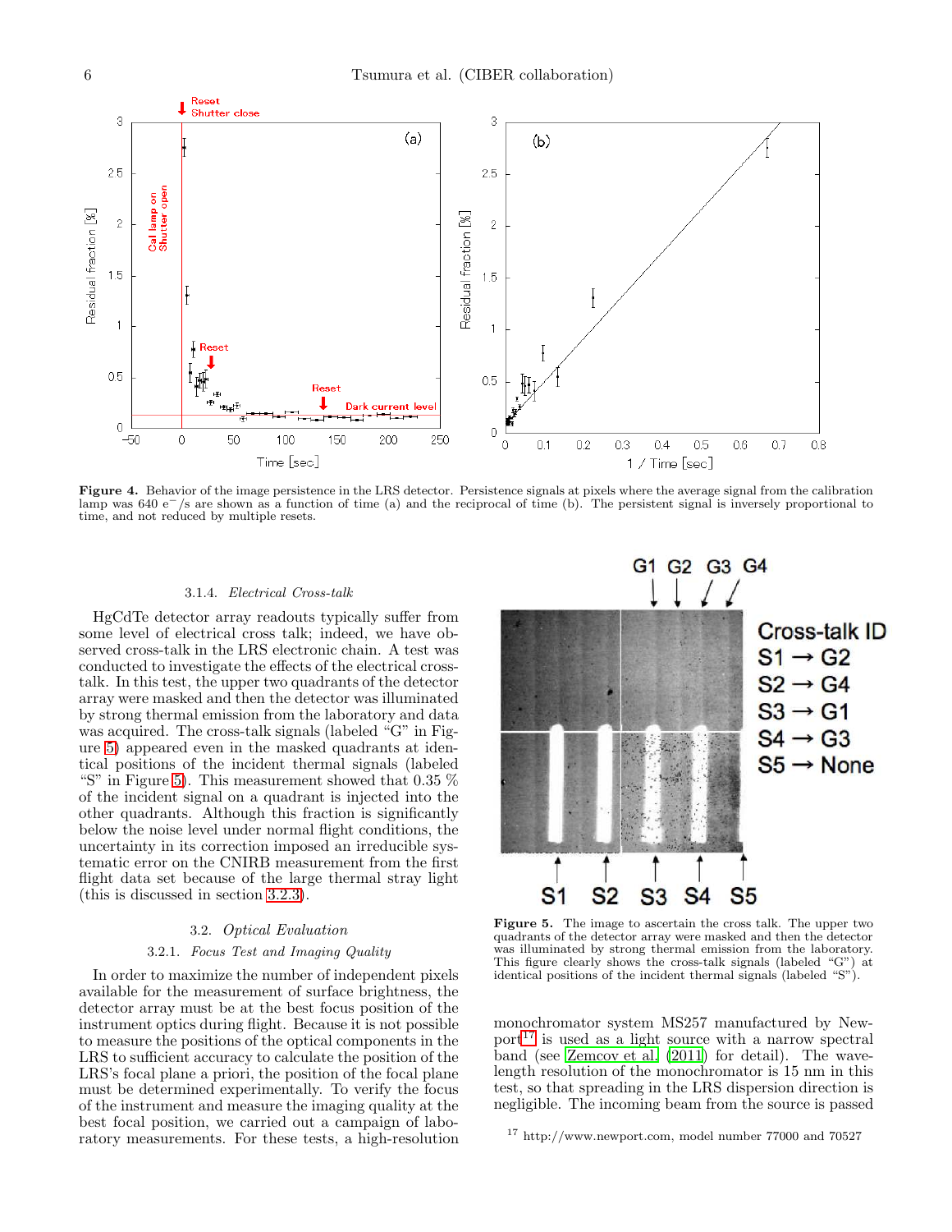**Figure 4.** Behavior of the image persistence in the LRS detector. Persistence signals at pixels where the average signal from the calibration lamp was 640 $e^{-}$/s are shown as a function of time (a) and the reciprocal of time (b). The persistent signal is inversely proportional to time, and not reduced by multiple resets.

#### 3.1.4. *Electrical Cross-talk*

HgCdTe detector array readouts typically suffer from some level of electrical cross talk; indeed, we have observed cross-talk in the LRS electronic chain. A test was conducted to investigate the effects of the electrical cross-talk. In this test, the upper two quadrants of the detector array were masked and then the detector was illuminated by strong thermal emission from the laboratory and data was acquired. The cross-talk signals (labeled "G" in Figure 5) appeared even in the masked quadrants at identical positions of the incident thermal signals (labeled "S" in Figure 5). This measurement showed that 0.35 % of the incident signal on a quadrant is injected into the other quadrants. Although this fraction is significantly below the noise level under normal flight conditions, the uncertainty in its correction imposed an irreducible systematic error on the CNIRB measurement from the first flight data set because of the large thermal stray light (this is discussed in section 3.2.3).

**Figure 5.** The image to ascertain the cross talk. The upper two quadrants of the detector array were masked and then the detector was illuminated by strong thermal emission from the laboratory. This figure clearly shows the cross-talk signals (labeled "G") at identical positions of the incident thermal signals (labeled "S").

### 3.2. *Optical Evaluation*

#### 3.2.1. *Focus Test and Imaging Quality*

In order to maximize the number of independent pixels available for the measurement of surface brightness, the detector array must be at the best focus position of the instrument optics during flight. Because it is not possible to measure the positions of the optical components in the LRS to sufficient accuracy to calculate the position of the LRS's focal plane a priori, the position of the focal plane must be determined experimentally. To verify the focus of the instrument and measure the imaging quality at the best focal position, we carried out a campaign of laboratory measurements. For these tests, a high-resolution monochromator system MS257 manufactured by Newport[17] is used as a light source with a narrow spectral band (see Zemcov et al. (2011) for detail). The wavelength resolution of the monochromator is 15 nm in this test, so that spreading in the LRS dispersion direction is negligible. The incoming beam from the source is passed

[17] http://www.newport.com, model number 77000 and 70527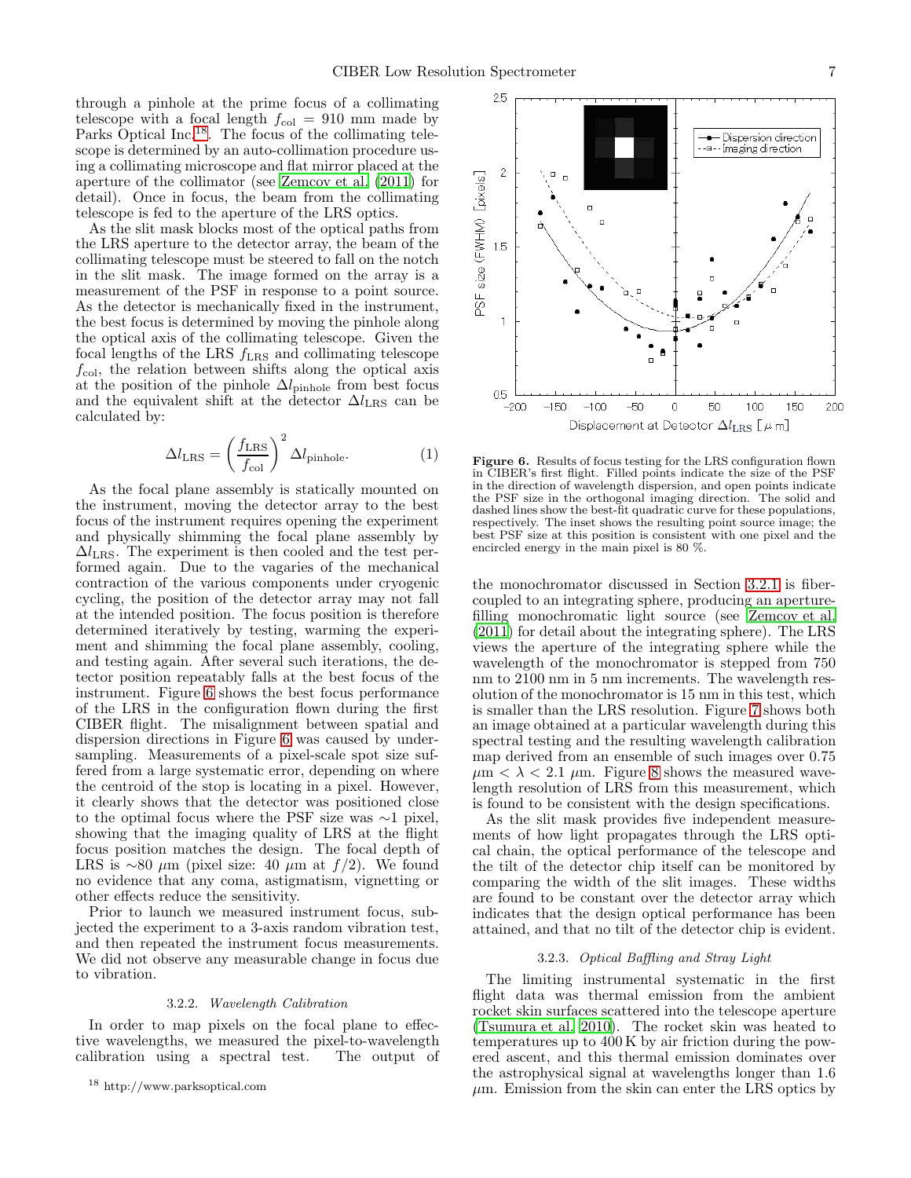through a pinhole at the prime focus of a collimating telescope with a focal length $f_{\rm col}$ = 910 mm made by Parks Optical Inc.[18]. The focus of the collimating telescope is determined by an auto-collimation procedure using a collimating microscope and flat mirror placed at the aperture of the collimator (see Zemcov et al. (2011) for detail). Once in focus, the beam from the collimating telescope is fed to the aperture of the LRS optics.

As the slit mask blocks most of the optical paths from the LRS aperture to the detector array, the beam of the collimating telescope must be steered to fall on the notch in the slit mask. The image formed on the array is a measurement of the PSF in response to a point source. As the detector is mechanically fixed in the instrument, the best focus is determined by moving the pinhole along the optical axis of the collimating telescope. Given the focal lengths of the LRS $f_{\rm LRS}$ and collimating telescope $f_{\rm col}$, the relation between shifts along the optical axis at the position of the pinhole $\Delta l_{\rm pinhole}$ from best focus and the equivalent shift at the detector $\Delta l_{\rm LRS}$ can be calculated by:

$$\Delta l_{\rm LRS} = \left(\frac{f_{\rm LRS}}{f_{\rm col}}\right)^2 \Delta l_{\rm pinhole}. \quad (1)$$

As the focal plane assembly is statically mounted on the instrument, moving the detector array to the best focus of the instrument requires opening the experiment and physically shimming the focal plane assembly by $\Delta l_{\rm LRS}$. The experiment is then cooled and the test performed again. Due to the vagaries of the mechanical contraction of the various components under cryogenic cycling, the position of the detector array may not fall at the intended position. The focus position is therefore determined iteratively by testing, warming the experiment and shimming the focal plane assembly, cooling, and testing again. After several such iterations, the detector position repeatably falls at the best focus of the instrument. Figure 6 shows the best focus performance of the LRS in the configuration flown during the first CIBER flight. The misalignment between spatial and dispersion directions in Figure 6 was caused by undersampling. Measurements of a pixel-scale spot size suffered from a large systematic error, depending on where the centroid of the stop is locating in a pixel. However, it clearly shows that the detector was positioned close to the optimal focus where the PSF size was ∼1 pixel, showing that the imaging quality of LRS at the flight focus position matches the design. The focal depth of LRS is ∼80 $\mu$m (pixel size: 40 $\mu$m at $f/2$). We found no evidence that any coma, astigmatism, vignetting or other effects reduce the sensitivity.

Prior to launch we measured instrument focus, subjected the experiment to a 3-axis random vibration test, and then repeated the instrument focus measurements. We did not observe any measurable change in focus due to vibration.

### 3.2.2. *Wavelength Calibration*

In order to map pixels on the focal plane to effective wavelengths, we measured the pixel-to-wavelength calibration using a spectral test. The output of the monochromator discussed in Section 3.2.1 is fiber-coupled to an integrating sphere, producing an aperture-filling monochromatic light source (see Zemcov et al. (2011) for detail about the integrating sphere). The LRS views the aperture of the integrating sphere while the wavelength of the monochromator is stepped from 750 nm to 2100 nm in 5 nm increments. The wavelength resolution of the monochromator is 15 nm in this test, which is smaller than the LRS resolution. Figure 7 shows both an image obtained at a particular wavelength during this spectral testing and the resulting wavelength calibration map derived from an ensemble of such images over 0.75 $\mu$m $< \lambda <$ 2.1 $\mu$m. Figure 8 shows the measured wavelength resolution of LRS from this measurement, which is found to be consistent with the design specifications.

As the slit mask provides five independent measurements of how light propagates through the LRS optical chain, the optical performance of the telescope and the tilt of the detector chip itself can be monitored by comparing the width of the slit images. These widths are found to be constant over the detector array which indicates that the design optical performance has been attained, and that no tilt of the detector chip is evident.

**Figure 6.** Results of focus testing for the LRS configuration flown in CIBER's first flight. Filled points indicate the size of the PSF in the direction of wavelength dispersion, and open points indicate the PSF size in the orthogonal imaging direction. The solid and dashed lines show the best-fit quadratic curve for these populations, respectively. The inset shows the resulting point source image; the best PSF size at this position is consistent with one pixel and the encircled energy in the main pixel is 80 %.

### 3.2.3. *Optical Baffling and Stray Light*

The limiting instrumental systematic in the first flight data was thermal emission from the ambient rocket skin surfaces scattered into the telescope aperture (Tsumura et al. 2010). The rocket skin was heated to temperatures up to 400 K by air friction during the powered ascent, and this thermal emission dominates over the astrophysical signal at wavelengths longer than 1.6 $\mu$m. Emission from the skin can enter the LRS optics by

[18] http://www.parksoptical.com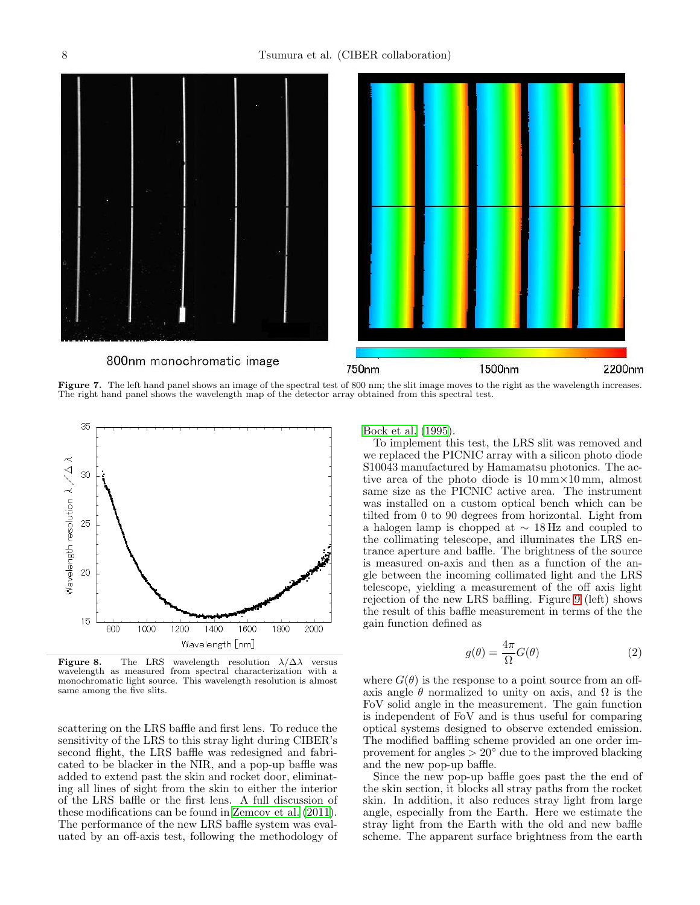800nm monochromatic image

750nm 1500nm 2200nm

**Figure 7.** The left hand panel shows an image of the spectral test of 800 nm; the slit image moves to the right as the wavelength increases. The right hand panel shows the wavelength map of the detector array obtained from this spectral test.

**Figure 8.** The LRS wavelength resolution $\lambda/\Delta\lambda$ versus wavelength as measured from spectral characterization with a monochromatic light source. This wavelength resolution is almost same among the five slits.

scattering on the LRS baffle and first lens. To reduce the sensitivity of the LRS to this stray light during CIBER's second flight, the LRS baffle was redesigned and fabricated to be blacker in the NIR, and a pop-up baffle was added to extend past the skin and rocket door, eliminating all lines of sight from the skin to either the interior of the LRS baffle or the first lens. A full discussion of these modifications can be found in Zemcov et al. (2011). The performance of the new LRS baffle system was evaluated by an off-axis test, following the methodology of Bock et al. (1995).

To implement this test, the LRS slit was removed and we replaced the PICNIC array with a silicon photo diode S10043 manufactured by Hamamatsu photonics. The active area of the photo diode is 10 mm×10 mm, almost same size as the PICNIC active area. The instrument was installed on a custom optical bench which can be tilted from 0 to 90 degrees from horizontal. Light from a halogen lamp is chopped at $\sim$ 18 Hz and coupled to the collimating telescope, and illuminates the LRS entrance aperture and baffle. The brightness of the source is measured on-axis and then as a function of the angle between the incoming collimated light and the LRS telescope, yielding a measurement of the off axis light rejection of the new LRS baffling. Figure 9 (left) shows the result of this baffle measurement in terms of the the gain function defined as

$$g(\theta) = \frac{4\pi}{\Omega}G(\theta) \tag{2}$$

where $G(\theta)$ is the response to a point source from an off-axis angle $\theta$ normalized to unity on axis, and $\Omega$ is the FoV solid angle in the measurement. The gain function is independent of FoV and is thus useful for comparing optical systems designed to observe extended emission. The modified baffling scheme provided an one order improvement for angles $> 20^\circ$ due to the improved blacking and the new pop-up baffle.

Since the new pop-up baffle goes past the the end of the skin section, it blocks all stray paths from the rocket skin. In addition, it also reduces stray light from large angle, especially from the Earth. Here we estimate the stray light from the Earth with the old and new baffle scheme. The apparent surface brightness from the earth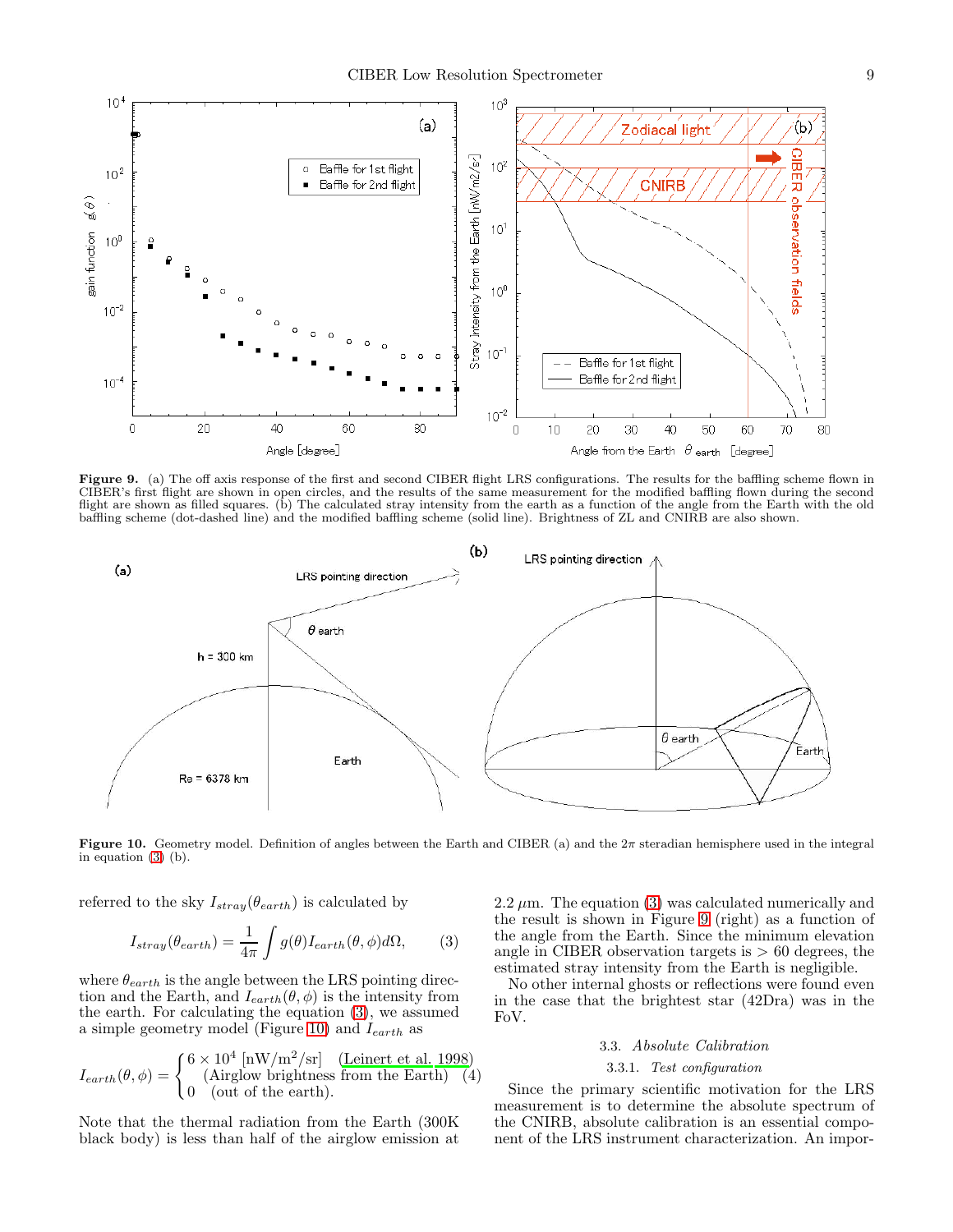**Figure 9.** (a) The off axis response of the first and second CIBER flight LRS configurations. The results for the baffling scheme flown in CIBER's first flight are shown in open circles, and the results of the same measurement for the modified baffling flown during the second flight are shown as filled squares. (b) The calculated stray intensity from the earth as a function of the angle from the Earth with the old baffling scheme (dot-dashed line) and the modified baffling scheme (solid line). Brightness of ZL and CNIRB are also shown.

**Figure 10.** Geometry model. Definition of angles between the Earth and CIBER (a) and the $2\pi$ steradian hemisphere used in the integral in equation (3) (b).

referred to the sky $I_{stray}(\theta_{earth})$ is calculated by

$$I_{stray}(\theta_{earth}) = \frac{1}{4\pi}\int g(\theta) I_{earth}(\theta,\phi) d\Omega, \qquad (3)$$

where $\theta_{earth}$ is the angle between the LRS pointing direction and the Earth, and $I_{earth}(\theta,\phi)$ is the intensity from the earth. For calculating the equation (3), we assumed a simple geometry model (Figure 10) and $I_{earth}$ as

$$I_{earth}(\theta,\phi) = \begin{cases} 6\times10^{4}\ [\mathrm{nW/m^2/sr}] \quad \text{(Leinert et al. 1998)} \\ \quad \text{(Airglow brightness from the Earth)} \\ 0 \quad \text{(out of the earth).} \end{cases} \qquad (4)$$

Note that the thermal radiation from the Earth (300K black body) is less than half of the airglow emission at 2.2 $\mu$m. The equation (3) was calculated numerically and the result is shown in Figure 9 (right) as a function of the angle from the Earth. Since the minimum elevation angle in CIBER observation targets is > 60 degrees, the estimated stray intensity from the Earth is negligible.

No other internal ghosts or reflections were found even in the case that the brightest star (42Dra) was in the FoV.

### 3.3. *Absolute Calibration*

#### 3.3.1. *Test configuration*

Since the primary scientific motivation for the LRS measurement is to determine the absolute spectrum of the CNIRB, absolute calibration is an essential component of the LRS instrument characterization. An impor-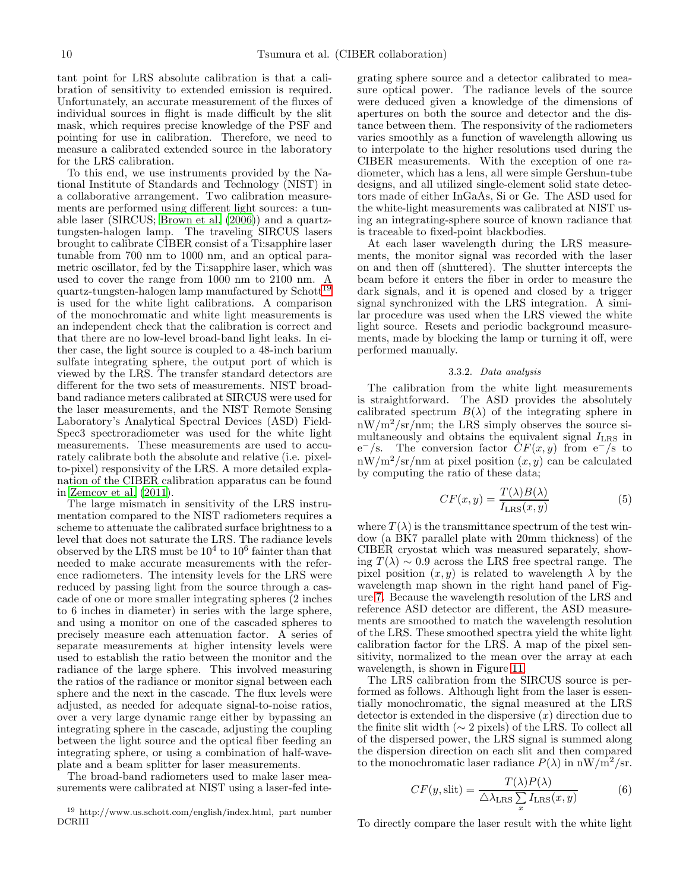tant point for LRS absolute calibration is that a calibration of sensitivity to extended emission is required. Unfortunately, an accurate measurement of the fluxes of individual sources in flight is made difficult by the slit mask, which requires precise knowledge of the PSF and pointing for use in calibration. Therefore, we need to measure a calibrated extended source in the laboratory for the LRS calibration.

To this end, we use instruments provided by the National Institute of Standards and Technology (NIST) in a collaborative arrangement. Two calibration measurements are performed using different light sources: a tunable laser (SIRCUS; Brown et al. (2006)) and a quartz-tungsten-halogen lamp. The traveling SIRCUS lasers brought to calibrate CIBER consist of a Ti:sapphire laser tunable from 700 nm to 1000 nm, and an optical parametric oscillator, fed by the Ti:sapphire laser, which was used to cover the range from 1000 nm to 2100 nm. A quartz-tungsten-halogen lamp manufactured by Schott[19] is used for the white light calibrations. A comparison of the monochromatic and white light measurements is an independent check that the calibration is correct and that there are no low-level broad-band light leaks. In either case, the light source is coupled to a 48-inch barium sulfate integrating sphere, the output port of which is viewed by the LRS. The transfer standard detectors are different for the two sets of measurements. NIST broadband radiance meters calibrated at SIRCUS were used for the laser measurements, and the NIST Remote Sensing Laboratory's Analytical Spectral Devices (ASD) FieldSpec3 spectroradiometer was used for the white light measurements. These measurements are used to accurately calibrate both the absolute and relative (i.e. pixel-to-pixel) responsivity of the LRS. A more detailed explanation of the CIBER calibration apparatus can be found in Zemcov et al. (2011).

The large mismatch in sensitivity of the LRS instrumentation compared to the NIST radiometers requires a scheme to attenuate the calibrated surface brightness to a level that does not saturate the LRS. The radiance levels observed by the LRS must be $10^4$ to $10^6$ fainter than that needed to make accurate measurements with the reference radiometers. The intensity levels for the LRS were reduced by passing light from the source through a cascade of one or more smaller integrating spheres (2 inches to 6 inches in diameter) in series with the large sphere, and using a monitor on one of the cascaded spheres to precisely measure each attenuation factor. A series of separate measurements at higher intensity levels were used to establish the ratio between the monitor and the radiance of the large sphere. This involved measuring the ratios of the radiance or monitor signal between each sphere and the next in the cascade. The flux levels were adjusted, as needed for adequate signal-to-noise ratios, over a very large dynamic range either by bypassing an integrating sphere in the cascade, adjusting the coupling between the light source and the optical fiber feeding an integrating sphere, or using a combination of half-waveplate and a beam splitter for laser measurements.

The broad-band radiometers used to make laser measurements were calibrated at NIST using a laser-fed integrating sphere source and a detector calibrated to measure optical power. The radiance levels of the source were deduced given a knowledge of the dimensions of apertures on both the source and detector and the distance between them. The responsivity of the radiometers varies smoothly as a function of wavelength allowing us to interpolate to the higher resolutions used during the CIBER measurements. With the exception of one radiometer, which has a lens, all were simple Gershun-tube designs, and all utilized single-element solid state detectors made of either InGaAs, Si or Ge. The ASD used for the white-light measurements was calibrated at NIST using an integrating-sphere source of known radiance that is traceable to fixed-point blackbodies.

At each laser wavelength during the LRS measurements, the monitor signal was recorded with the laser on and then off (shuttered). The shutter intercepts the beam before it enters the fiber in order to measure the dark signals, and it is opened and closed by a trigger signal synchronized with the LRS integration. A similar procedure was used when the LRS viewed the white light source. Resets and periodic background measurements, made by blocking the lamp or turning it off, were performed manually.

#### 3.3.2. *Data analysis*

The calibration from the white light measurements is straightforward. The ASD provides the absolutely calibrated spectrum $B(\lambda)$ of the integrating sphere in nW/m$^2$/sr/nm; the LRS simply observes the source simultaneously and obtains the equivalent signal $I_{\rm LRS}$ in e$^-$/s. The conversion factor $CF(x, y)$ from e$^-$/s to nW/m$^2$/sr/nm at pixel position $(x, y)$ can be calculated by computing the ratio of these data;

$$CF(x,y) = \frac{T(\lambda)B(\lambda)}{I_{\rm LRS}(x,y)} \tag{5}$$

where $T(\lambda)$ is the transmittance spectrum of the test window (a BK7 parallel plate with 20mm thickness) of the CIBER cryostat which was measured separately, showing $T(\lambda) \sim 0.9$ across the LRS free spectral range. The pixel position $(x, y)$ is related to wavelength $\lambda$ by the wavelength map shown in the right hand panel of Figure 7. Because the wavelength resolution of the LRS and reference ASD detector are different, the ASD measurements are smoothed to match the wavelength resolution of the LRS. These smoothed spectra yield the white light calibration factor for the LRS. A map of the pixel sensitivity, normalized to the mean over the array at each wavelength, is shown in Figure 11.

The LRS calibration from the SIRCUS source is performed as follows. Although light from the laser is essentially monochromatic, the signal measured at the LRS detector is extended in the dispersive $(x)$ direction due to the finite slit width ($\sim 2$ pixels) of the LRS. To collect all of the dispersed power, the LRS signal is summed along the dispersion direction on each slit and then compared to the monochromatic laser radiance $P(\lambda)$ in nW/m$^2$/sr.

$$CF(y,{\rm slit}) = \frac{T(\lambda)P(\lambda)}{\triangle\lambda_{\rm LRS}\sum_x I_{\rm LRS}(x,y)} \tag{6}$$

To directly compare the laser result with the white light

[19] http://www.us.schott.com/english/index.html, part number DCRIII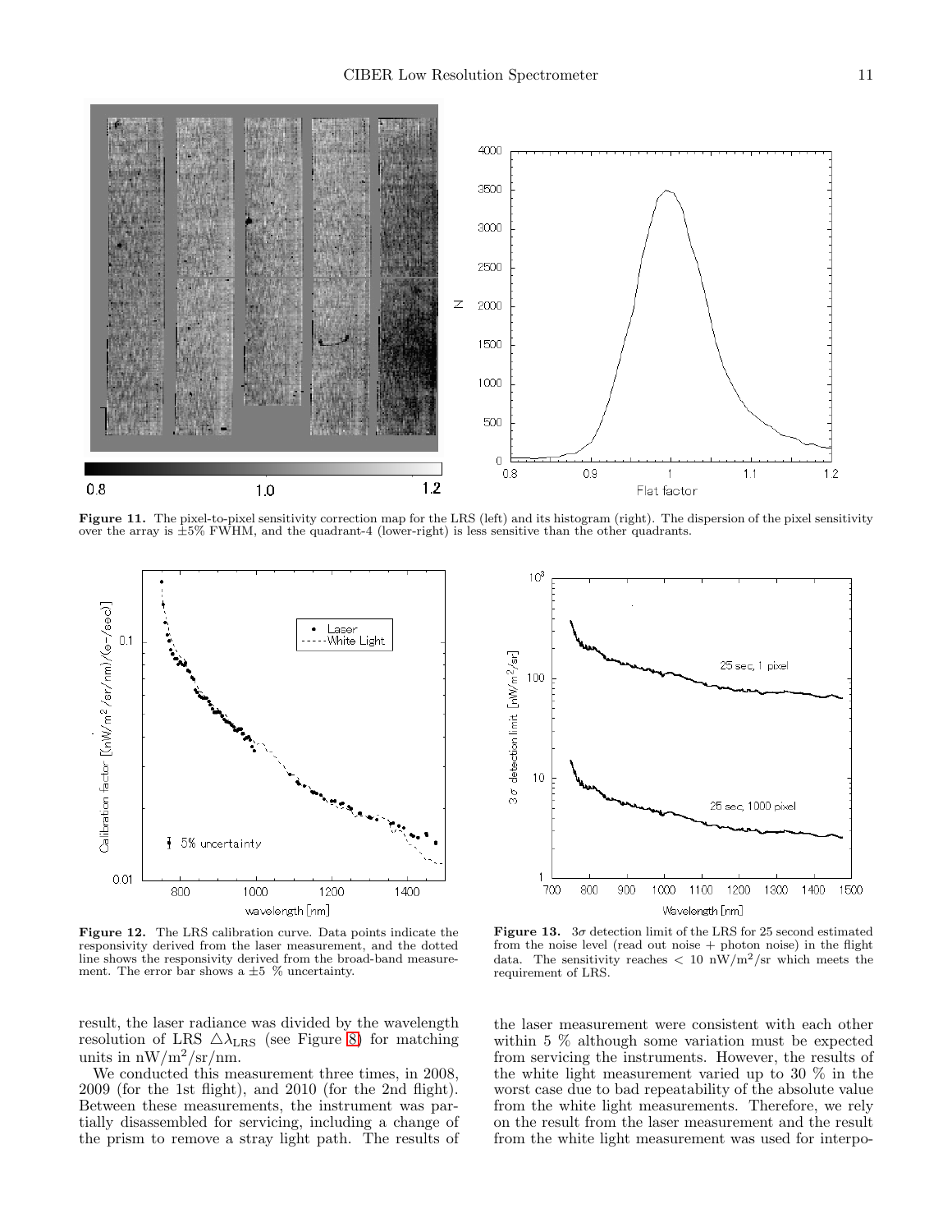**Figure 11.** The pixel-to-pixel sensitivity correction map for the LRS (left) and its histogram (right). The dispersion of the pixel sensitivity over the array is ±5% FWHM, and the quadrant-4 (lower-right) is less sensitive than the other quadrants.

**Figure 12.** The LRS calibration curve. Data points indicate the responsivity derived from the laser measurement, and the dotted line shows the responsivity derived from the broad-band measurement. The error bar shows a ±5 % uncertainty.

**Figure 13.** $3\sigma$ detection limit of the LRS for 25 second estimated from the noise level (read out noise + photon noise) in the flight data. The sensitivity reaches < 10 nW/m$^2$/sr which meets the requirement of LRS.

result, the laser radiance was divided by the wavelength resolution of LRS $\triangle\lambda_{\rm LRS}$ (see Figure 8) for matching units in nW/m$^2$/sr/nm.

We conducted this measurement three times, in 2008, 2009 (for the 1st flight), and 2010 (for the 2nd flight). Between these measurements, the instrument was partially disassembled for servicing, including a change of the prism to remove a stray light path. The results of the laser measurement were consistent with each other within 5 % although some variation must be expected from servicing the instruments. However, the results of the white light measurement varied up to 30 % in the worst case due to bad repeatability of the absolute value from the white light measurements. Therefore, we rely on the result from the laser measurement and the result from the white light measurement was used for interpo-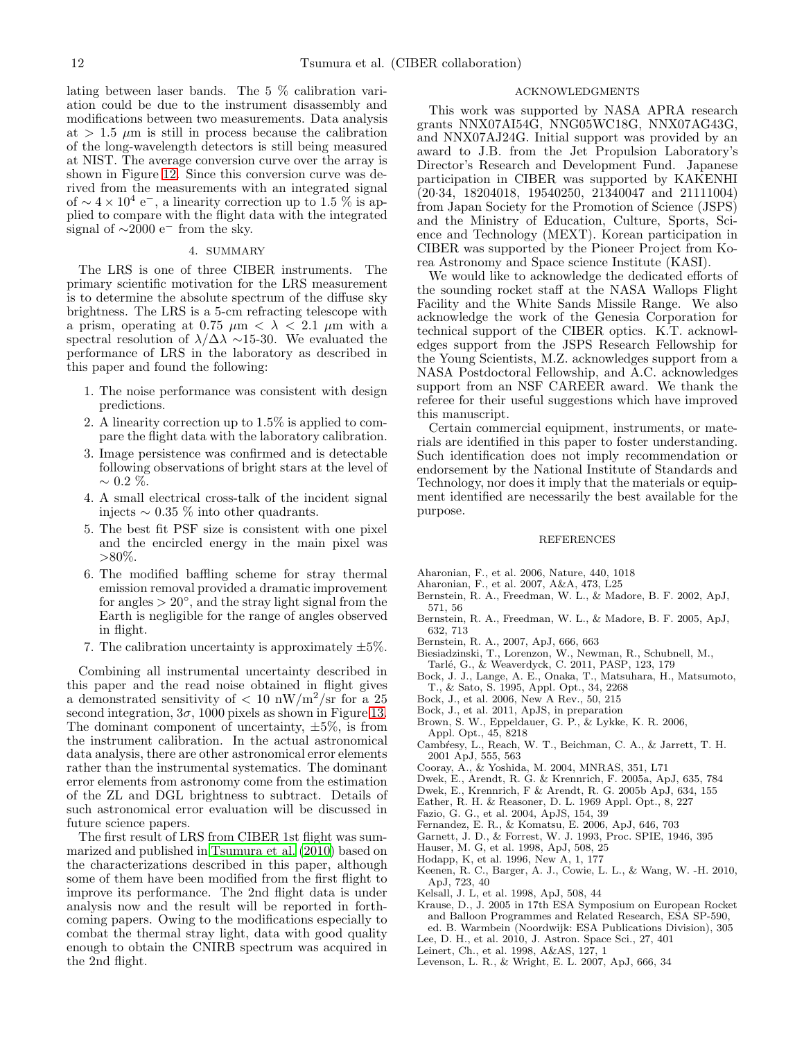lating between laser bands. The 5 % calibration variation could be due to the instrument disassembly and modifications between two measurements. Data analysis at $> 1.5$ $\mu$m is still in process because the calibration of the long-wavelength detectors is still being measured at NIST. The average conversion curve over the array is shown in Figure 12. Since this conversion curve was derived from the measurements with an integrated signal of $\sim 4 \times 10^4$ e$^-$, a linearity correction up to 1.5 % is applied to compare with the flight data with the integrated signal of $\sim$2000 e$^-$ from the sky.

## 4. SUMMARY

The LRS is one of three CIBER instruments. The primary scientific motivation for the LRS measurement is to determine the absolute spectrum of the diffuse sky brightness. The LRS is a 5-cm refracting telescope with a prism, operating at 0.75 $\mu$m $< \lambda <$ 2.1 $\mu$m with a spectral resolution of $\lambda/\Delta\lambda$ $\sim$15-30. We evaluated the performance of LRS in the laboratory as described in this paper and found the following:

1. The noise performance was consistent with design predictions.
2. A linearity correction up to 1.5% is applied to compare the flight data with the laboratory calibration.
3. Image persistence was confirmed and is detectable following observations of bright stars at the level of $\sim$ 0.2 %.
4. A small electrical cross-talk of the incident signal injects $\sim$ 0.35 % into other quadrants.
5. The best fit PSF size is consistent with one pixel and the encircled energy in the main pixel was >80%.
6. The modified baffling scheme for stray thermal emission removal provided a dramatic improvement for angles $> 20^\circ$, and the stray light signal from the Earth is negligible for the range of angles observed in flight.
7. The calibration uncertainty is approximately $\pm$5%.

Combining all instrumental uncertainty described in this paper and the read noise obtained in flight gives a demonstrated sensitivity of $< 10$ nW/m$^2$/sr for a 25 second integration, $3\sigma$, 1000 pixels as shown in Figure 13. The dominant component of uncertainty, $\pm$5%, is from the instrument calibration. In the actual astronomical data analysis, there are other astronomical error elements rather than the instrumental systematics. The dominant error elements from astronomy come from the estimation of the ZL and DGL brightness to subtract. Details of such astronomical error evaluation will be discussed in future science papers.

The first result of LRS from CIBER 1st flight was summarized and published in Tsumura et al. (2010) based on the characterizations described in this paper, although some of them have been modified from the first flight to improve its performance. The 2nd flight data is under analysis now and the result will be reported in forthcoming papers. Owing to the modifications especially to combat the thermal stray light, data with good quality enough to obtain the CNIRB spectrum was acquired in the 2nd flight.

## ACKNOWLEDGMENTS

This work was supported by NASA APRA research grants NNX07AI54G, NNG05WC18G, NNX07AG43G, and NNX07AJ24G. Initial support was provided by an award to J.B. from the Jet Propulsion Laboratory's Director's Research and Development Fund. Japanese participation in CIBER was supported by KAKENHI (20·34, 18204018, 19540250, 21340047 and 21111004) from Japan Society for the Promotion of Science (JSPS) and the Ministry of Education, Culture, Sports, Science and Technology (MEXT). Korean participation in CIBER was supported by the Pioneer Project from Korea Astronomy and Space science Institute (KASI).

We would like to acknowledge the dedicated efforts of the sounding rocket staff at the NASA Wallops Flight Facility and the White Sands Missile Range. We also acknowledge the work of the Genesia Corporation for technical support of the CIBER optics. K.T. acknowledges support from the JSPS Research Fellowship for the Young Scientists, M.Z. acknowledges support from a NASA Postdoctoral Fellowship, and A.C. acknowledges support from an NSF CAREER award. We thank the referee for their useful suggestions which have improved this manuscript.

Certain commercial equipment, instruments, or materials are identified in this paper to foster understanding. Such identification does not imply recommendation or endorsement by the National Institute of Standards and Technology, nor does it imply that the materials or equipment identified are necessarily the best available for the purpose.

## REFERENCES

Aharonian, F., et al. 2006, Nature, 440, 1018
Aharonian, F., et al. 2007, A&A, 473, L25
Bernstein, R. A., Freedman, W. L., & Madore, B. F. 2002, ApJ, 571, 56
Bernstein, R. A., Freedman, W. L., & Madore, B. F. 2005, ApJ, 632, 713
Bernstein, R. A., 2007, ApJ, 666, 663
Biesiadzinski, T., Lorenzon, W., Newman, R., Schubnell, M., Tarlé, G., & Weaverdyck, C. 2011, PASP, 123, 179
Bock, J. J., Lange, A. E., Onaka, T., Matsuhara, H., Matsumoto, T., & Sato, S. 1995, Appl. Opt., 34, 2268
Bock, J., et al. 2006, New A Rev., 50, 215
Bock, J., et al. 2011, ApJS, in preparation
Brown, S. W., Eppeldauer, G. P., & Lykke, K. R. 2006, Appl. Opt., 45, 8218
Cambrésy, L., Reach, W. T., Beichman, C. A., & Jarrett, T. H. 2001 ApJ, 555, 563
Cooray, A., & Yoshida, M. 2004, MNRAS, 351, L71
Dwek, E., Arendt, R. G. & Krennrich, F. 2005a, ApJ, 635, 784
Dwek, E., Krennrich, F & Arendt, R. G. 2005b ApJ, 634, 155
Eather, R. H. & Reasoner, D. L. 1969 Appl. Opt., 8, 227
Fazio, G. G., et al. 2004, ApJS, 154, 39
Fernandez, E. R., & Komatsu, E. 2006, ApJ, 646, 703
Garnett, J. D., & Forrest, W. J. 1993, Proc. SPIE, 1946, 395
Hauser, M. G, et al. 1998, ApJ, 508, 25
Hodapp, K, et al. 1996, New A, 1, 177
Keenen, R. C., Barger, A. J., Cowie, L. L., & Wang, W. -H. 2010, ApJ, 723, 40
Kelsall, J. L, et al. 1998, ApJ, 508, 44
Krause, D., J. 2005 in 17th ESA Symposium on European Rocket and Balloon Programmes and Related Research, ESA SP-590, ed. B. Warmbein (Noordwijk: ESA Publications Division), 305
Lee, D. H., et al. 2010, J. Astron. Space Sci., 27, 401
Leinert, Ch., et al. 1998, A&AS, 127, 1
Levenson, L. R., & Wright, E. L. 2007, ApJ, 666, 34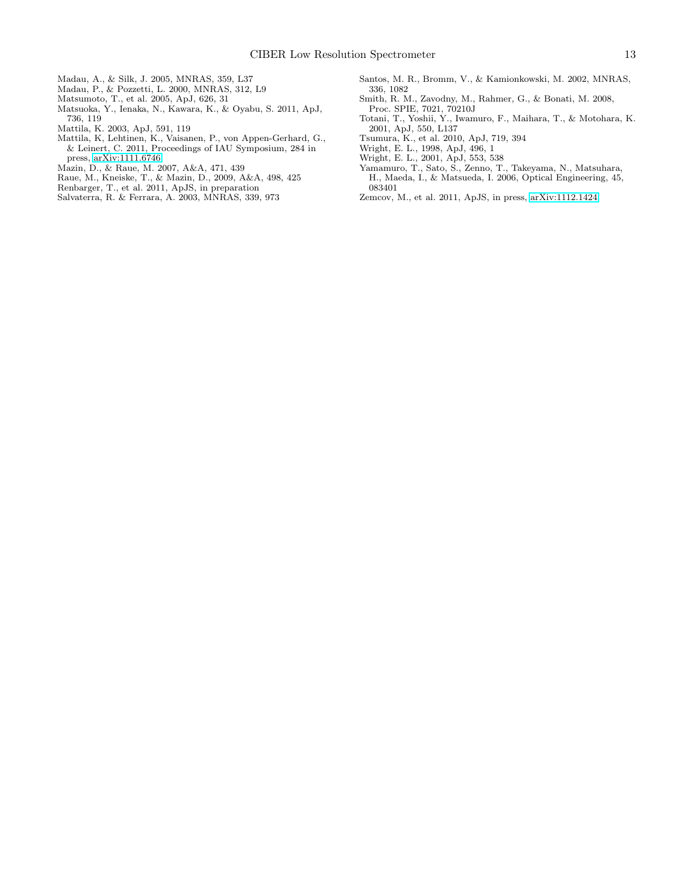Madau, A., & Silk, J. 2005, MNRAS, 359, L37

Madau, P., & Pozzetti, L. 2000, MNRAS, 312, L9

Matsumoto, T., et al. 2005, ApJ, 626, 31

Matsuoka, Y., Ienaka, N., Kawara, K., & Oyabu, S. 2011, ApJ, 736, 119

Mattila, K. 2003, ApJ, 591, 119

Mattila, K, Lehtinen, K., Vaisanen, P., von Appen-Gerhard, G., & Leinert, C. 2011, Proceedings of IAU Symposium, 284 in press, arXiv:1111.6746

Mazin, D., & Raue, M. 2007, A&A, 471, 439

Raue, M., Kneiske, T., & Mazin, D., 2009, A&A, 498, 425

Renbarger, T., et al. 2011, ApJS, in preparation

Salvaterra, R. & Ferrara, A. 2003, MNRAS, 339, 973

Santos, M. R., Bromm, V., & Kamionkowski, M. 2002, MNRAS, 336, 1082

Smith, R. M., Zavodny, M., Rahmer, G., & Bonati, M. 2008, Proc. SPIE, 7021, 70210J

Totani, T., Yoshii, Y., Iwamuro, F., Maihara, T., & Motohara, K. 2001, ApJ, 550, L137

Tsumura, K., et al. 2010, ApJ, 719, 394

Wright, E. L., 1998, ApJ, 496, 1

Wright, E. L., 2001, ApJ, 553, 538

Yamamuro, T., Sato, S., Zenno, T., Takeyama, N., Matsuhara, H., Maeda, I., & Matsueda, I. 2006, Optical Engineering, 45, 083401

Zemcov, M., et al. 2011, ApJS, in press, arXiv:1112.1424